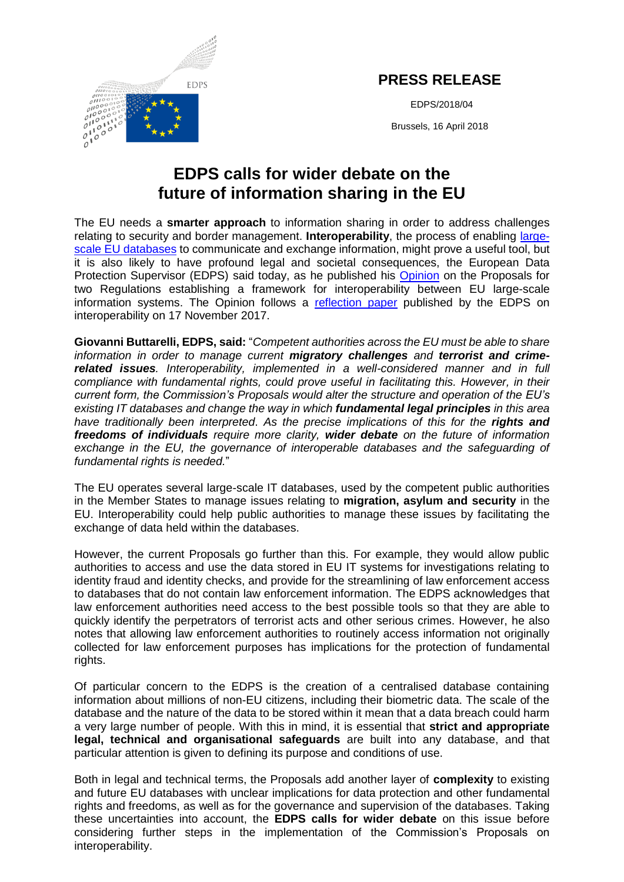**PRESS RELEASE**

EDPS/2018/04

Brussels, 16 April 2018

# EDPS calls for wider debate on the future of information sharing in the EU

The EU needs a **smarter approach** to information sharing in order to address challenges relating to security and border management. **Interoperability**, the process of enabling large-scale EU databases to communicate and exchange information, might prove a useful tool, but it is also likely to have profound legal and societal consequences, the European Data Protection Supervisor (EDPS) said today, as he published his Opinion on the Proposals for two Regulations establishing a framework for interoperability between EU large-scale information systems. The Opinion follows a reflection paper published by the EDPS on interoperability on 17 November 2017.

**Giovanni Buttarelli, EDPS, said:** "*Competent authorities across the EU must be able to share information in order to manage current **migratory challenges** and **terrorist and crime-related issues**. Interoperability, implemented in a well-considered manner and in full compliance with fundamental rights, could prove useful in facilitating this. However, in their current form, the Commission's Proposals would alter the structure and operation of the EU's existing IT databases and change the way in which **fundamental legal principles** in this area have traditionally been interpreted. As the precise implications of this for the **rights and freedoms of individuals** require more clarity, **wider debate** on the future of information exchange in the EU, the governance of interoperable databases and the safeguarding of fundamental rights is needed.*"

The EU operates several large-scale IT databases, used by the competent public authorities in the Member States to manage issues relating to **migration, asylum and security** in the EU. Interoperability could help public authorities to manage these issues by facilitating the exchange of data held within the databases.

However, the current Proposals go further than this. For example, they would allow public authorities to access and use the data stored in EU IT systems for investigations relating to identity fraud and identity checks, and provide for the streamlining of law enforcement access to databases that do not contain law enforcement information. The EDPS acknowledges that law enforcement authorities need access to the best possible tools so that they are able to quickly identify the perpetrators of terrorist acts and other serious crimes. However, he also notes that allowing law enforcement authorities to routinely access information not originally collected for law enforcement purposes has implications for the protection of fundamental rights.

Of particular concern to the EDPS is the creation of a centralised database containing information about millions of non-EU citizens, including their biometric data. The scale of the database and the nature of the data to be stored within it mean that a data breach could harm a very large number of people. With this in mind, it is essential that **strict and appropriate legal, technical and organisational safeguards** are built into any database, and that particular attention is given to defining its purpose and conditions of use.

Both in legal and technical terms, the Proposals add another layer of **complexity** to existing and future EU databases with unclear implications for data protection and other fundamental rights and freedoms, as well as for the governance and supervision of the databases. Taking these uncertainties into account, the **EDPS calls for wider debate** on this issue before considering further steps in the implementation of the Commission's Proposals on interoperability.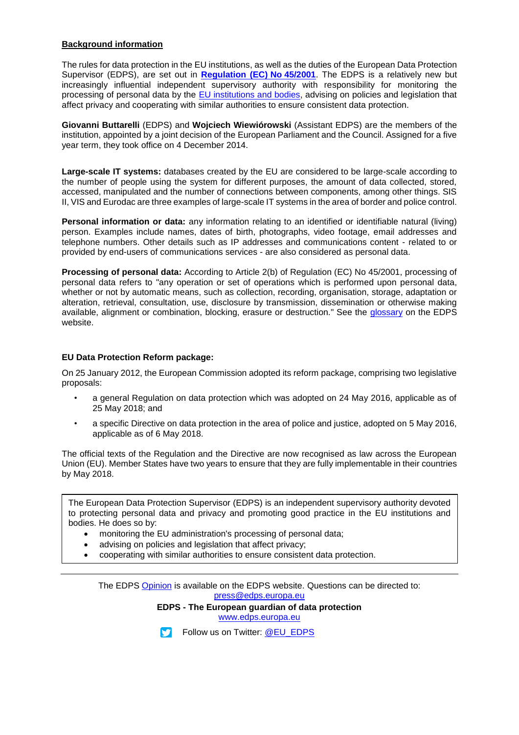**Background information**

The rules for data protection in the EU institutions, as well as the duties of the European Data Protection Supervisor (EDPS), are set out in **Regulation (EC) No 45/2001**. The EDPS is a relatively new but increasingly influential independent supervisory authority with responsibility for monitoring the processing of personal data by the EU institutions and bodies, advising on policies and legislation that affect privacy and cooperating with similar authorities to ensure consistent data protection.

**Giovanni Buttarelli** (EDPS) and **Wojciech Wiewiórowski** (Assistant EDPS) are the members of the institution, appointed by a joint decision of the European Parliament and the Council. Assigned for a five year term, they took office on 4 December 2014.

**Large-scale IT systems:** databases created by the EU are considered to be large-scale according to the number of people using the system for different purposes, the amount of data collected, stored, accessed, manipulated and the number of connections between components, among other things. SIS II, VIS and Eurodac are three examples of large-scale IT systems in the area of border and police control.

**Personal information or data:** any information relating to an identified or identifiable natural (living) person. Examples include names, dates of birth, photographs, video footage, email addresses and telephone numbers. Other details such as IP addresses and communications content - related to or provided by end-users of communications services - are also considered as personal data.

**Processing of personal data:** According to Article 2(b) of Regulation (EC) No 45/2001, processing of personal data refers to "any operation or set of operations which is performed upon personal data, whether or not by automatic means, such as collection, recording, organisation, storage, adaptation or alteration, retrieval, consultation, use, disclosure by transmission, dissemination or otherwise making available, alignment or combination, blocking, erasure or destruction." See the glossary on the EDPS website.

**EU Data Protection Reform package:**

On 25 January 2012, the European Commission adopted its reform package, comprising two legislative proposals:

- a general Regulation on data protection which was adopted on 24 May 2016, applicable as of 25 May 2018; and
- a specific Directive on data protection in the area of police and justice, adopted on 5 May 2016, applicable as of 6 May 2018.

The official texts of the Regulation and the Directive are now recognised as law across the European Union (EU). Member States have two years to ensure that they are fully implementable in their countries by May 2018.

The European Data Protection Supervisor (EDPS) is an independent supervisory authority devoted to protecting personal data and privacy and promoting good practice in the EU institutions and bodies. He does so by:

- monitoring the EU administration's processing of personal data;
- advising on policies and legislation that affect privacy;
- cooperating with similar authorities to ensure consistent data protection.

---

The EDPS Opinion is available on the EDPS website. Questions can be directed to: press@edps.europa.eu

**EDPS - The European guardian of data protection**

www.edps.europa.eu

Follow us on Twitter: @EU_EDPS